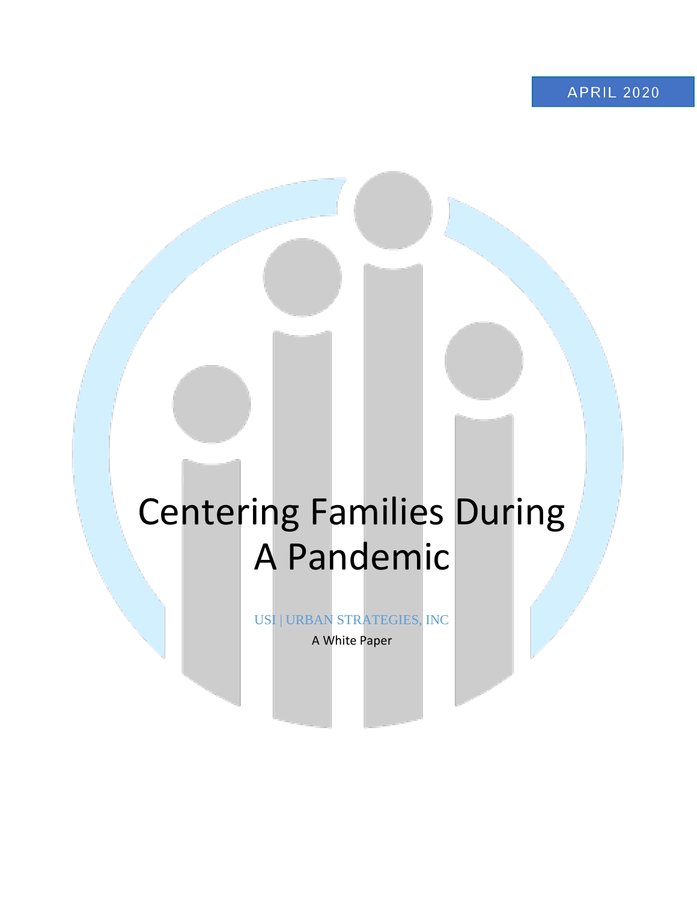APRIL 2020

# Centering Families During A Pandemic

USI | URBAN STRATEGIES, INC

A White Paper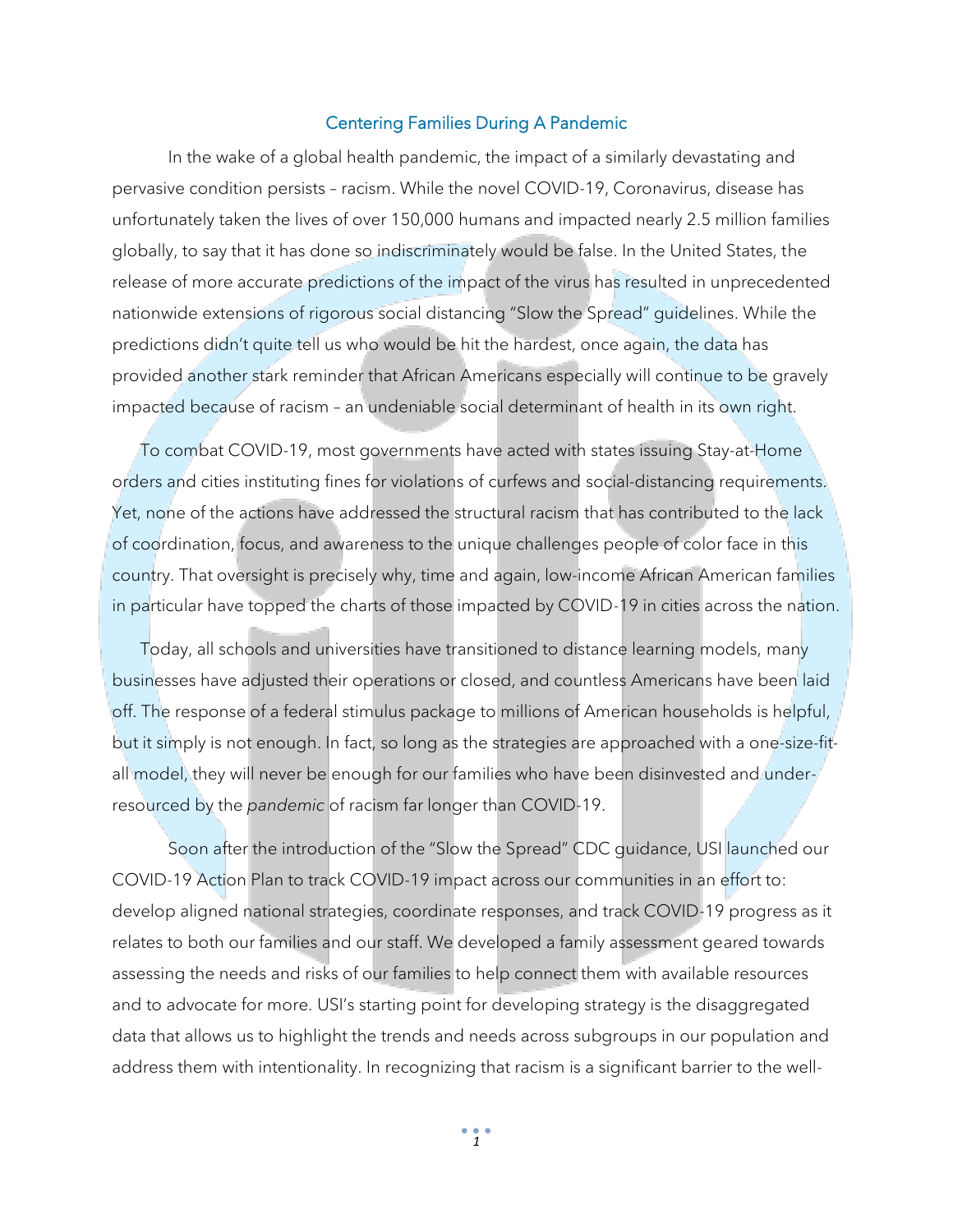## Centering Families During A Pandemic

In the wake of a global health pandemic, the impact of a similarly devastating and pervasive condition persists – racism. While the novel COVID-19, Coronavirus, disease has unfortunately taken the lives of over 150,000 humans and impacted nearly 2.5 million families globally, to say that it has done so indiscriminately would be false. In the United States, the release of more accurate predictions of the impact of the virus has resulted in unprecedented nationwide extensions of rigorous social distancing "Slow the Spread" guidelines. While the predictions didn't quite tell us who would be hit the hardest, once again, the data has provided another stark reminder that African Americans especially will continue to be gravely impacted because of racism – an undeniable social determinant of health in its own right.

To combat COVID-19, most governments have acted with states issuing Stay-at-Home orders and cities instituting fines for violations of curfews and social-distancing requirements. Yet, none of the actions have addressed the structural racism that has contributed to the lack of coordination, focus, and awareness to the unique challenges people of color face in this country. That oversight is precisely why, time and again, low-income African American families in particular have topped the charts of those impacted by COVID-19 in cities across the nation.

Today, all schools and universities have transitioned to distance learning models, many businesses have adjusted their operations or closed, and countless Americans have been laid off. The response of a federal stimulus package to millions of American households is helpful, but it simply is not enough. In fact, so long as the strategies are approached with a one-size-fit-all model, they will never be enough for our families who have been disinvested and under-resourced by the *pandemic* of racism far longer than COVID-19.

Soon after the introduction of the "Slow the Spread" CDC guidance, USI launched our COVID-19 Action Plan to track COVID-19 impact across our communities in an effort to: develop aligned national strategies, coordinate responses, and track COVID-19 progress as it relates to both our families and our staff. We developed a family assessment geared towards assessing the needs and risks of our families to help connect them with available resources and to advocate for more. USI's starting point for developing strategy is the disaggregated data that allows us to highlight the trends and needs across subgroups in our population and address them with intentionality. In recognizing that racism is a significant barrier to the well-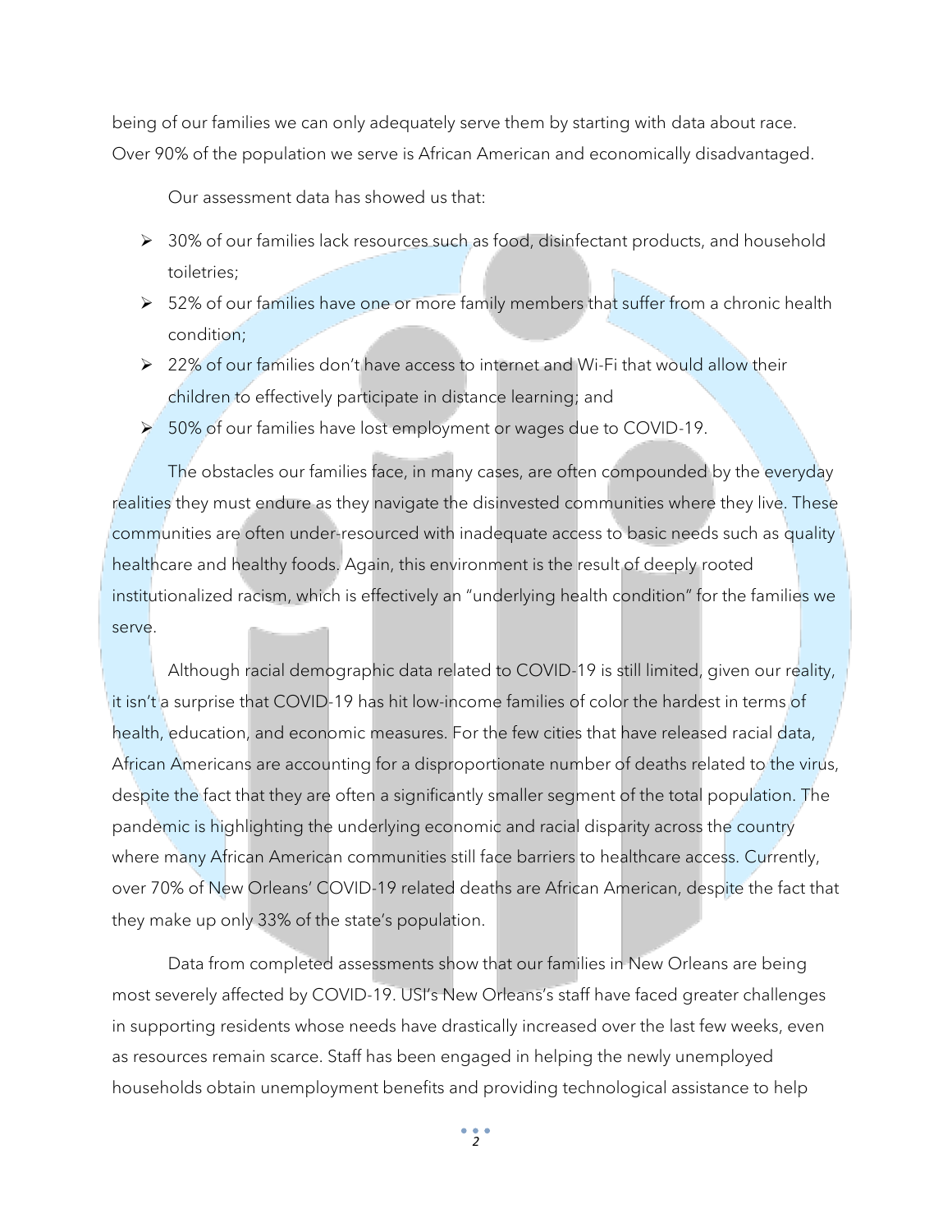being of our families we can only adequately serve them by starting with data about race. Over 90% of the population we serve is African American and economically disadvantaged.

Our assessment data has showed us that:

- 30% of our families lack resources such as food, disinfectant products, and household toiletries;
- 52% of our families have one or more family members that suffer from a chronic health condition;
- 22% of our families don't have access to internet and Wi-Fi that would allow their children to effectively participate in distance learning; and
- 50% of our families have lost employment or wages due to COVID-19.

The obstacles our families face, in many cases, are often compounded by the everyday realities they must endure as they navigate the disinvested communities where they live. These communities are often under-resourced with inadequate access to basic needs such as quality healthcare and healthy foods. Again, this environment is the result of deeply rooted institutionalized racism, which is effectively an "underlying health condition" for the families we serve.

Although racial demographic data related to COVID-19 is still limited, given our reality, it isn't a surprise that COVID-19 has hit low-income families of color the hardest in terms of health, education, and economic measures. For the few cities that have released racial data, African Americans are accounting for a disproportionate number of deaths related to the virus, despite the fact that they are often a significantly smaller segment of the total population. The pandemic is highlighting the underlying economic and racial disparity across the country where many African American communities still face barriers to healthcare access. Currently, over 70% of New Orleans' COVID-19 related deaths are African American, despite the fact that they make up only 33% of the state's population.

Data from completed assessments show that our families in New Orleans are being most severely affected by COVID-19. USI's New Orleans's staff have faced greater challenges in supporting residents whose needs have drastically increased over the last few weeks, even as resources remain scarce. Staff has been engaged in helping the newly unemployed households obtain unemployment benefits and providing technological assistance to help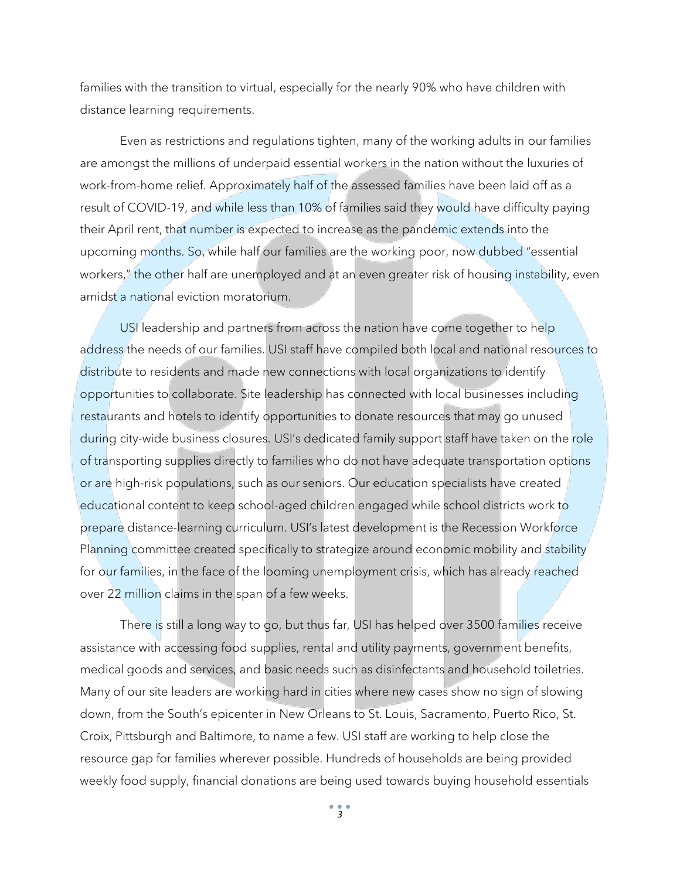families with the transition to virtual, especially for the nearly 90% who have children with distance learning requirements.

Even as restrictions and regulations tighten, many of the working adults in our families are amongst the millions of underpaid essential workers in the nation without the luxuries of work-from-home relief. Approximately half of the assessed families have been laid off as a result of COVID-19, and while less than 10% of families said they would have difficulty paying their April rent, that number is expected to increase as the pandemic extends into the upcoming months. So, while half our families are the working poor, now dubbed "essential workers," the other half are unemployed and at an even greater risk of housing instability, even amidst a national eviction moratorium.

USI leadership and partners from across the nation have come together to help address the needs of our families. USI staff have compiled both local and national resources to distribute to residents and made new connections with local organizations to identify opportunities to collaborate. Site leadership has connected with local businesses including restaurants and hotels to identify opportunities to donate resources that may go unused during city-wide business closures. USI's dedicated family support staff have taken on the role of transporting supplies directly to families who do not have adequate transportation options or are high-risk populations, such as our seniors. Our education specialists have created educational content to keep school-aged children engaged while school districts work to prepare distance-learning curriculum. USI's latest development is the Recession Workforce Planning committee created specifically to strategize around economic mobility and stability for our families, in the face of the looming unemployment crisis, which has already reached over 22 million claims in the span of a few weeks.

There is still a long way to go, but thus far, USI has helped over 3500 families receive assistance with accessing food supplies, rental and utility payments, government benefits, medical goods and services, and basic needs such as disinfectants and household toiletries. Many of our site leaders are working hard in cities where new cases show no sign of slowing down, from the South's epicenter in New Orleans to St. Louis, Sacramento, Puerto Rico, St. Croix, Pittsburgh and Baltimore, to name a few. USI staff are working to help close the resource gap for families wherever possible. Hundreds of households are being provided weekly food supply, financial donations are being used towards buying household essentials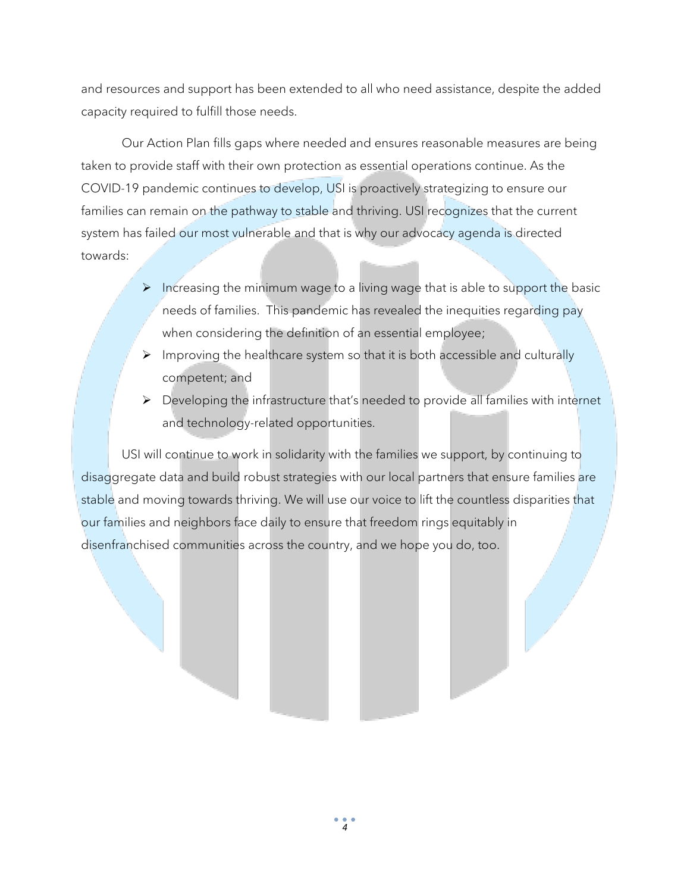and resources and support has been extended to all who need assistance, despite the added capacity required to fulfill those needs.

Our Action Plan fills gaps where needed and ensures reasonable measures are being taken to provide staff with their own protection as essential operations continue. As the COVID-19 pandemic continues to develop, USI is proactively strategizing to ensure our families can remain on the pathway to stable and thriving. USI recognizes that the current system has failed our most vulnerable and that is why our advocacy agenda is directed towards:

- Increasing the minimum wage to a living wage that is able to support the basic needs of families. This pandemic has revealed the inequities regarding pay when considering the definition of an essential employee;
- Improving the healthcare system so that it is both accessible and culturally competent; and
- Developing the infrastructure that's needed to provide all families with internet and technology-related opportunities.

USI will continue to work in solidarity with the families we support, by continuing to disaggregate data and build robust strategies with our local partners that ensure families are stable and moving towards thriving. We will use our voice to lift the countless disparities that our families and neighbors face daily to ensure that freedom rings equitably in disenfranchised communities across the country, and we hope you do, too.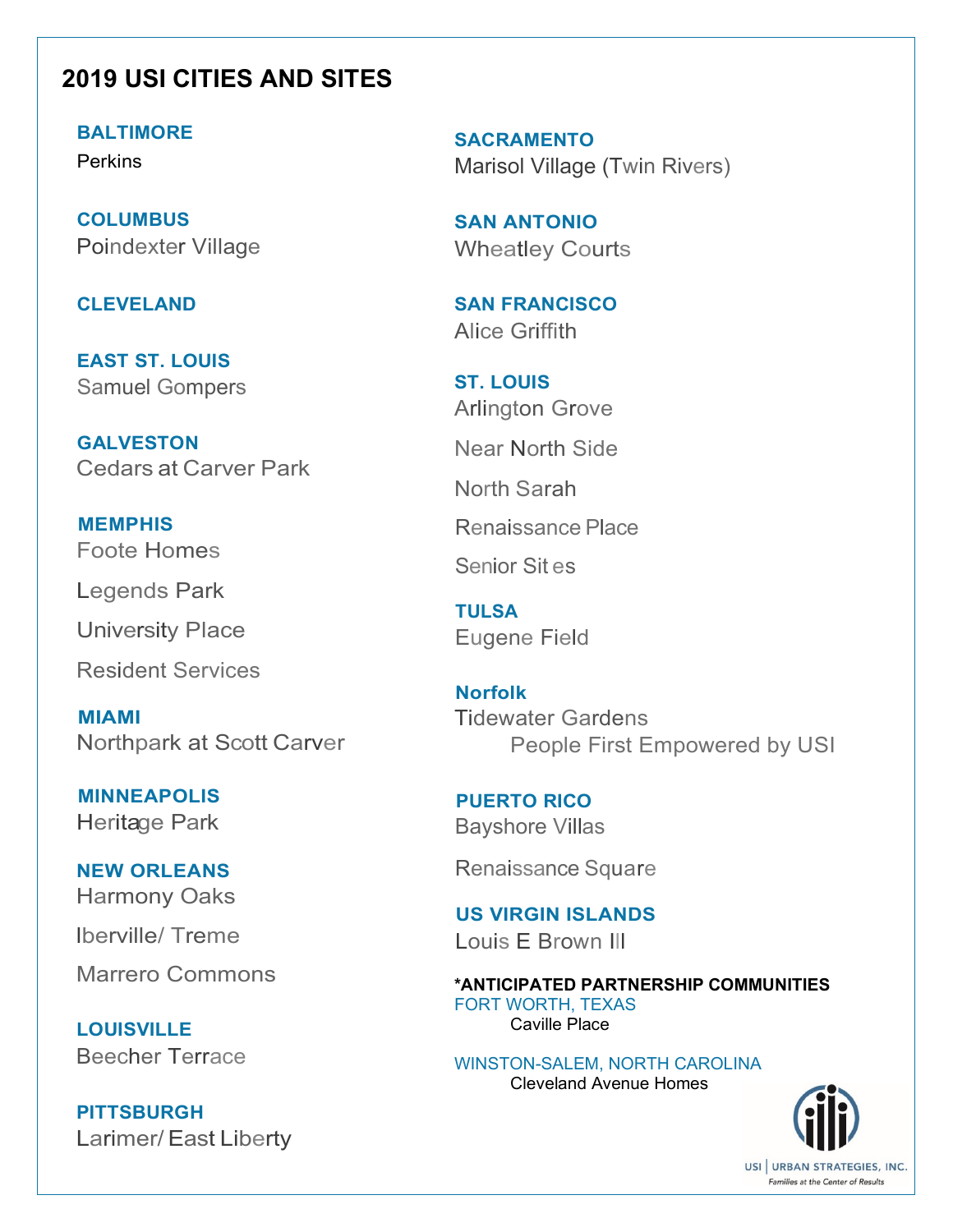# 2019 USI CITIES AND SITES

**BALTIMORE**
Perkins

**COLUMBUS**
Poindexter Village

**CLEVELAND**

**EAST ST. LOUIS**
Samuel Gompers

**GALVESTON**
Cedars at Carver Park

**MEMPHIS**
Foote Homes

Legends Park

University Place

Resident Services

**MIAMI**
Northpark at Scott Carver

**MINNEAPOLIS**
Heritage Park

**NEW ORLEANS**
Harmony Oaks

Iberville/ Treme

Marrero Commons

**LOUISVILLE**
Beecher Terrace

**PITTSBURGH**
Larimer/ East Liberty

**SACRAMENTO**
Marisol Village (Twin Rivers)

**SAN ANTONIO**
Wheatley Courts

**SAN FRANCISCO**
Alice Griffith

**ST. LOUIS**
Arlington Grove

Near North Side

North Sarah

Renaissance Place

Senior Sites

**TULSA**
Eugene Field

**Norfolk**
Tidewater Gardens
People First Empowered by USI

**PUERTO RICO**
Bayshore Villas

Renaissance Square

**US VIRGIN ISLANDS**
Louis E Brown III

**\*ANTICIPATED PARTNERSHIP COMMUNITIES**

FORT WORTH, TEXAS
Caville Place

WINSTON-SALEM, NORTH CAROLINA
Cleveland Avenue Homes

USI | URBAN STRATEGIES, INC.
*Families at the Center of Results*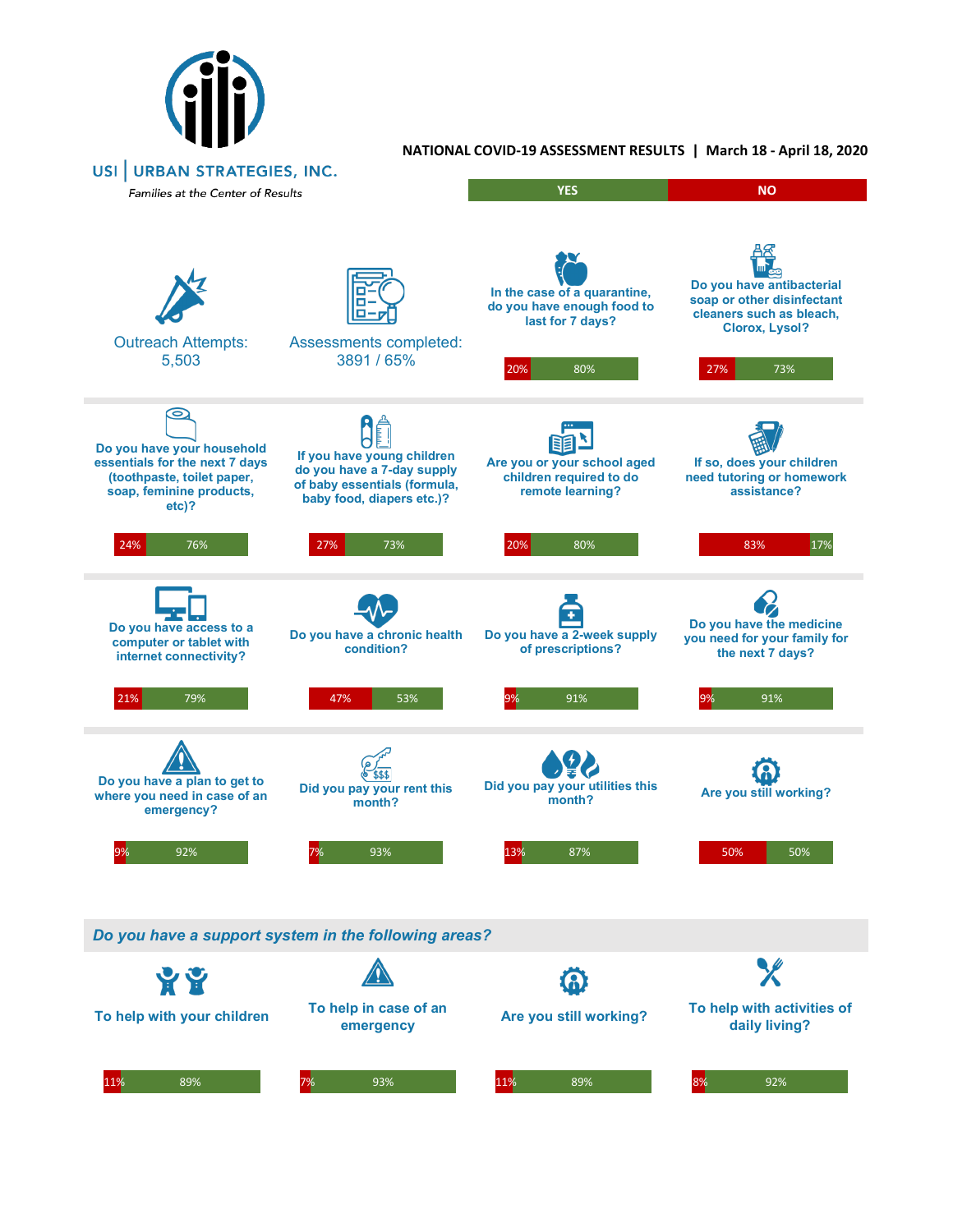USI | URBAN STRATEGIES, INC.

*Families at the Center of Results*

**NATIONAL COVID-19 ASSESSMENT RESULTS | March 18 - April 18, 2020**

Outreach Attempts: 5,503

Assessments completed: 3891 / 65%

| Question | YES | NO |
|---|---|---|
| In the case of a quarantine, do you have enough food to last for 7 days? | 80% | 20% |
| Do you have antibacterial soap or other disinfectant cleaners such as bleach, Clorox, Lysol? | 73% | 27% |
| Do you have your household essentials for the next 7 days (toothpaste, toilet paper, soap, feminine products, etc)? | 76% | 24% |
| If you have young children do you have a 7-day supply of baby essentials (formula, baby food, diapers etc.)? | 73% | 27% |
| Are you or your school aged children required to do remote learning? | 80% | 20% |
| If so, does your children need tutoring or homework assistance? | 17% | 83% |
| Do you have access to a computer or tablet with internet connectivity? | 79% | 21% |
| Do you have a chronic health condition? | 53% | 47% |
| Do you have a 2-week supply of prescriptions? | 91% | 9% |
| Do you have the medicine you need for your family for the next 7 days? | 91% | 9% |
| Do you have a plan to get to where you need in case of an emergency? | 92% | 9% |
| Did you pay your rent this month? | 93% | 7% |
| Did you pay your utilities this month? | 87% | 13% |
| Are you still working? | 50% | 50% |

*Do you have a support system in the following areas?*

| Area | YES | NO |
|---|---|---|
| To help with your children | 89% | 11% |
| To help in case of an emergency | 93% | 7% |
| Are you still working? | 89% | 11% |
| To help with activities of daily living? | 92% | 8% |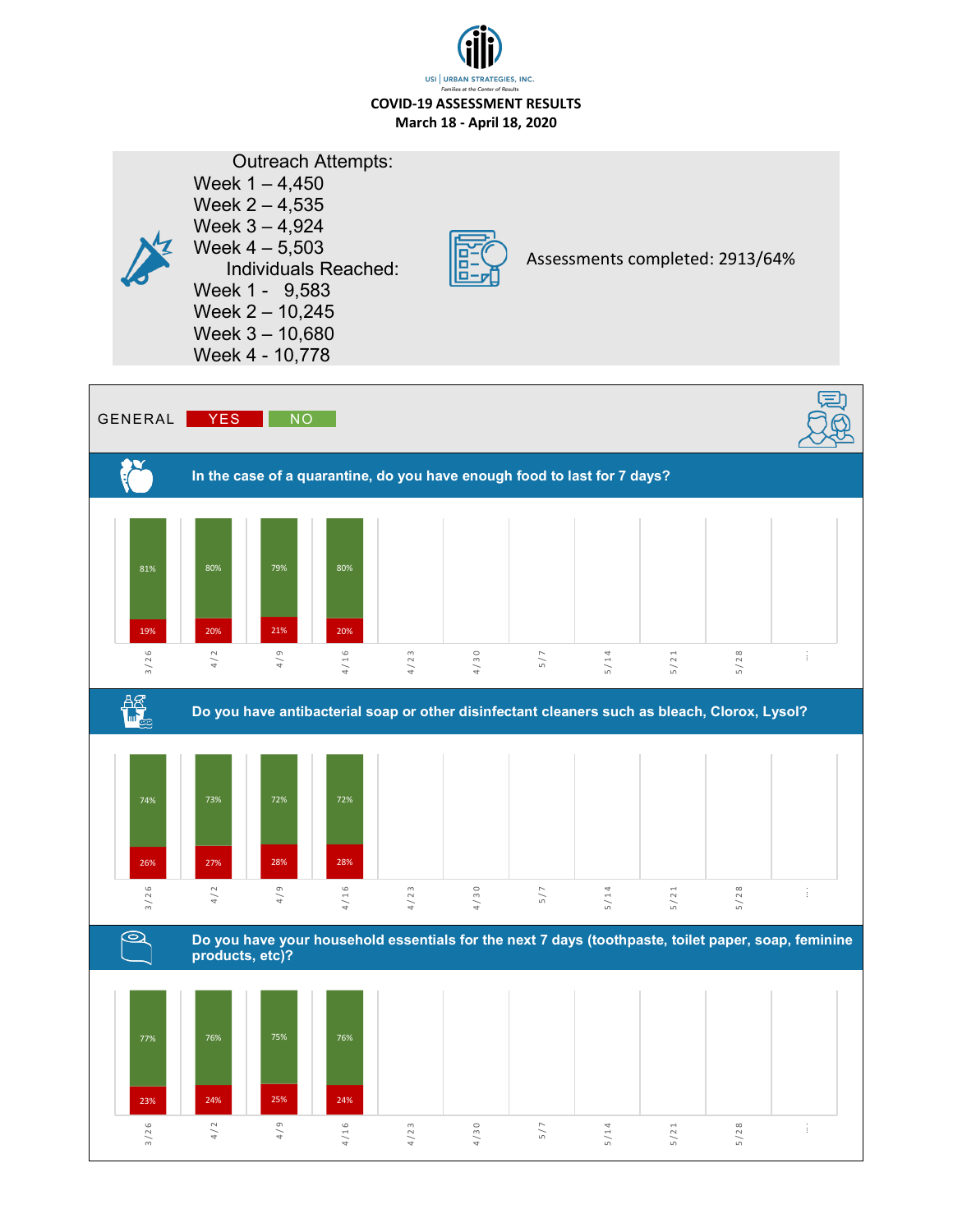USI | URBAN STRATEGIES, INC.

*Families at the Center of Results*

**COVID-19 ASSESSMENT RESULTS**
**March 18 - April 18, 2020**

Outreach Attempts:
- Week 1 – 4,450
- Week 2 – 4,535
- Week 3 – 4,924
- Week 4 – 5,503

Individuals Reached:
- Week 1 - 9,583
- Week 2 – 10,245
- Week 3 – 10,680
- Week 4 - 10,778

Assessments completed: 2913/64%

## GENERAL

YES | NO

### In the case of a quarantine, do you have enough food to last for 7 days?

| | 3/26 | 4/2 | 4/9 | 4/16 | 4/23 | 4/30 | 5/7 | 5/14 | 5/21 | 5/28 | ... |
|---|---|---|---|---|---|---|---|---|---|---|---|
| NO | 81% | 80% | 79% | 80% | | | | | | | |
| YES | 19% | 20% | 21% | 20% | | | | | | | |

### Do you have antibacterial soap or other disinfectant cleaners such as bleach, Clorox, Lysol?

| | 3/26 | 4/2 | 4/9 | 4/16 | 4/23 | 4/30 | 5/7 | 5/14 | 5/21 | 5/28 | ... |
|---|---|---|---|---|---|---|---|---|---|---|---|
| NO | 74% | 73% | 72% | 72% | | | | | | | |
| YES | 26% | 27% | 28% | 28% | | | | | | | |

### Do you have your household essentials for the next 7 days (toothpaste, toilet paper, soap, feminine products, etc)?

| | 3/26 | 4/2 | 4/9 | 4/16 | 4/23 | 4/30 | 5/7 | 5/14 | 5/21 | 5/28 | ... |
|---|---|---|---|---|---|---|---|---|---|---|---|
| NO | 77% | 76% | 75% | 76% | | | | | | | |
| YES | 23% | 24% | 25% | 24% | | | | | | | |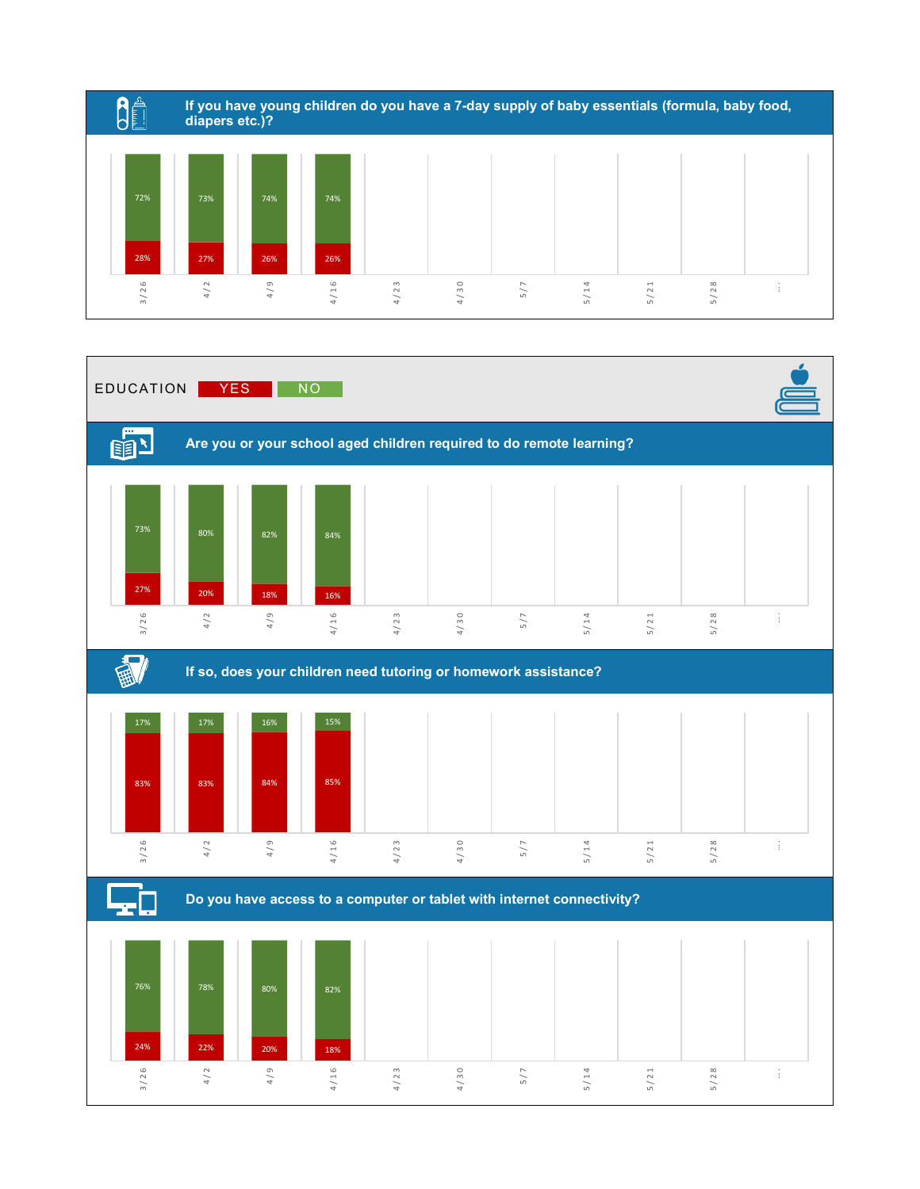### If you have young children do you have a 7-day supply of baby essentials (formula, baby food, diapers etc.)?

| | 3/26 | 4/2 | 4/9 | 4/16 | 4/23 | 4/30 | 5/7 | 5/14 | 5/21 | 5/28 | ... |
|---|---|---|---|---|---|---|---|---|---|---|---|
| No | 72% | 73% | 74% | 74% | | | | | | | |
| Yes | 28% | 27% | 26% | 26% | | | | | | | |

## EDUCATION

YES NO

### Are you or your school aged children required to do remote learning?

| | 3/26 | 4/2 | 4/9 | 4/16 | 4/23 | 4/30 | 5/7 | 5/14 | 5/21 | 5/28 | ... |
|---|---|---|---|---|---|---|---|---|---|---|---|
| No | 73% | 80% | 82% | 84% | | | | | | | |
| Yes | 27% | 20% | 18% | 16% | | | | | | | |

### If so, does your children need tutoring or homework assistance?

| | 3/26 | 4/2 | 4/9 | 4/16 | 4/23 | 4/30 | 5/7 | 5/14 | 5/21 | 5/28 | ... |
|---|---|---|---|---|---|---|---|---|---|---|---|
| No | 17% | 17% | 16% | 15% | | | | | | | |
| Yes | 83% | 83% | 84% | 85% | | | | | | | |

### Do you have access to a computer or tablet with internet connectivity?

| | 3/26 | 4/2 | 4/9 | 4/16 | 4/23 | 4/30 | 5/7 | 5/14 | 5/21 | 5/28 | ... |
|---|---|---|---|---|---|---|---|---|---|---|---|
| No | 76% | 78% | 80% | 82% | | | | | | | |
| Yes | 24% | 22% | 20% | 18% | | | | | | | |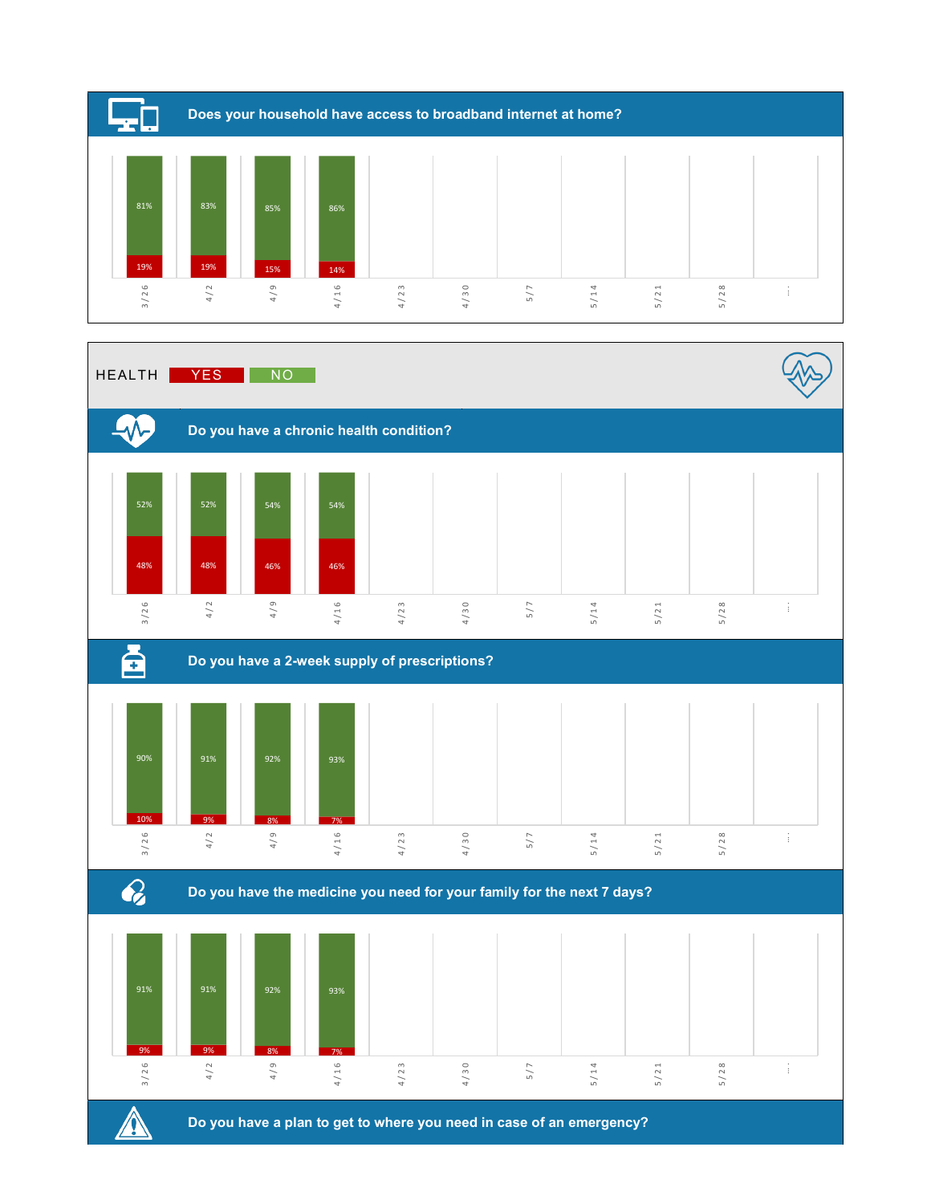## Does your household have access to broadband internet at home?

| | 3/26 | 4/2 | 4/9 | 4/16 | 4/23 | 4/30 | 5/7 | 5/14 | 5/21 | 5/28 | ... |
|---|---|---|---|---|---|---|---|---|---|---|---|
| No | 81% | 83% | 85% | 86% | | | | | | | |
| Yes | 19% | 19% | 15% | 14% | | | | | | | |

## HEALTH

YES NO

### Do you have a chronic health condition?

| | 3/26 | 4/2 | 4/9 | 4/16 | 4/23 | 4/30 | 5/7 | 5/14 | 5/21 | 5/28 | ... |
|---|---|---|---|---|---|---|---|---|---|---|---|
| No | 52% | 52% | 54% | 54% | | | | | | | |
| Yes | 48% | 48% | 46% | 46% | | | | | | | |

### Do you have a 2-week supply of prescriptions?

| | 3/26 | 4/2 | 4/9 | 4/16 | 4/23 | 4/30 | 5/7 | 5/14 | 5/21 | 5/28 | ... |
|---|---|---|---|---|---|---|---|---|---|---|---|
| No | 90% | 91% | 92% | 93% | | | | | | | |
| Yes | 10% | 9% | 8% | 7% | | | | | | | |

### Do you have the medicine you need for your family for the next 7 days?

| | 3/26 | 4/2 | 4/9 | 4/16 | 4/23 | 4/30 | 5/7 | 5/14 | 5/21 | 5/28 | ... |
|---|---|---|---|---|---|---|---|---|---|---|---|
| No | 91% | 91% | 92% | 93% | | | | | | | |
| Yes | 9% | 9% | 8% | 7% | | | | | | | |

### Do you have a plan to get to where you need in case of an emergency?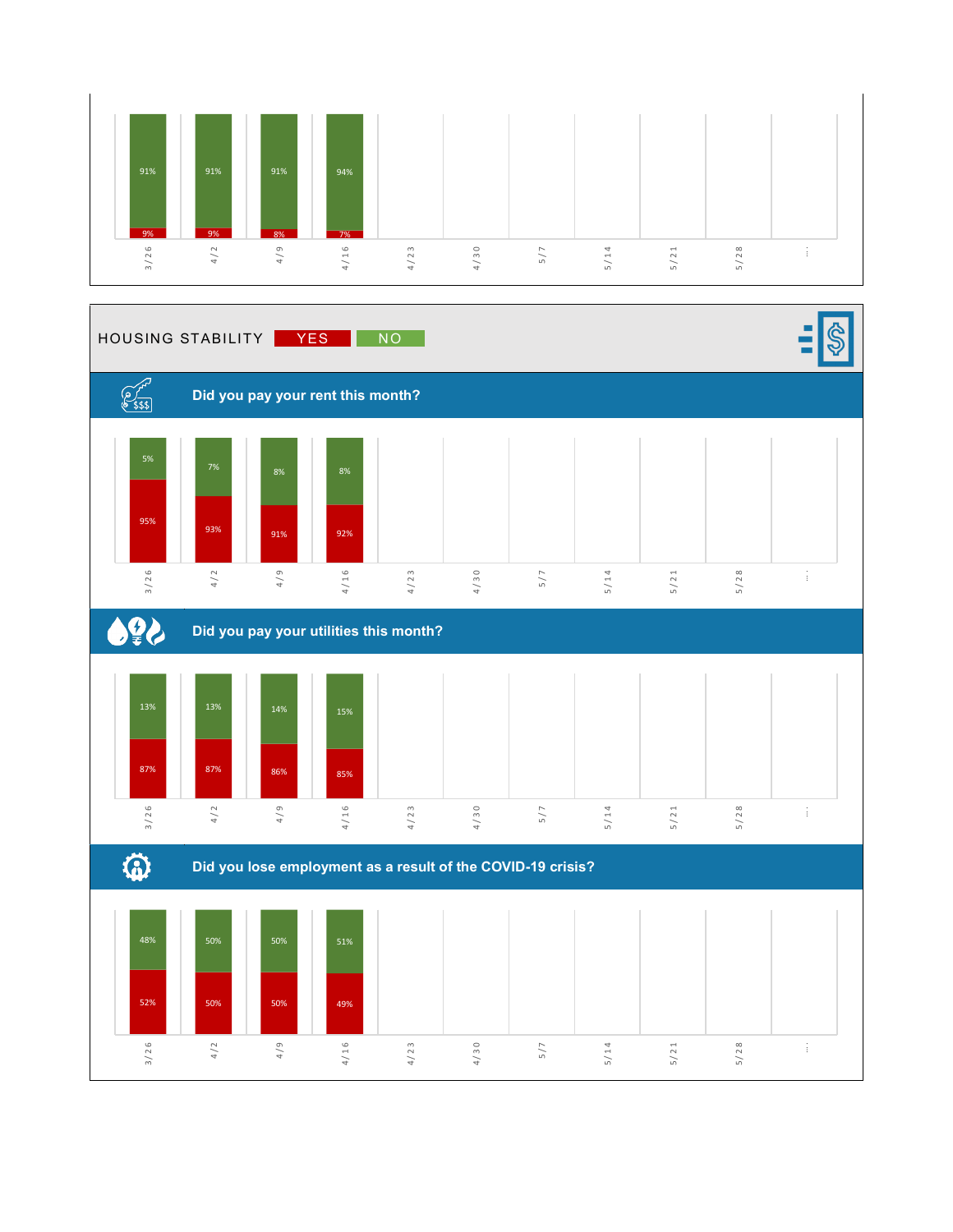| | 3/26 | 4/2 | 4/9 | 4/16 | 4/23 | 4/30 | 5/7 | 5/14 | 5/21 | 5/28 | ... |
|---|---|---|---|---|---|---|---|---|---|---|---|
| No | 91% | 91% | 91% | 94% | | | | | | | |
| Yes | 9% | 9% | 8% | 7% | | | | | | | |

## HOUSING STABILITY

YES NO

### Did you pay your rent this month?

| | 3/26 | 4/2 | 4/9 | 4/16 | 4/23 | 4/30 | 5/7 | 5/14 | 5/21 | 5/28 | ... |
|---|---|---|---|---|---|---|---|---|---|---|---|
| No | 5% | 7% | 8% | 8% | | | | | | | |
| Yes | 95% | 93% | 91% | 92% | | | | | | | |

### Did you pay your utilities this month?

| | 3/26 | 4/2 | 4/9 | 4/16 | 4/23 | 4/30 | 5/7 | 5/14 | 5/21 | 5/28 | ... |
|---|---|---|---|---|---|---|---|---|---|---|---|
| No | 13% | 13% | 14% | 15% | | | | | | | |
| Yes | 87% | 87% | 86% | 85% | | | | | | | |

### Did you lose employment as a result of the COVID-19 crisis?

| | 3/26 | 4/2 | 4/9 | 4/16 | 4/23 | 4/30 | 5/7 | 5/14 | 5/21 | 5/28 | ... |
|---|---|---|---|---|---|---|---|---|---|---|---|
| No | 48% | 50% | 50% | 51% | | | | | | | |
| Yes | 52% | 50% | 50% | 49% | | | | | | | |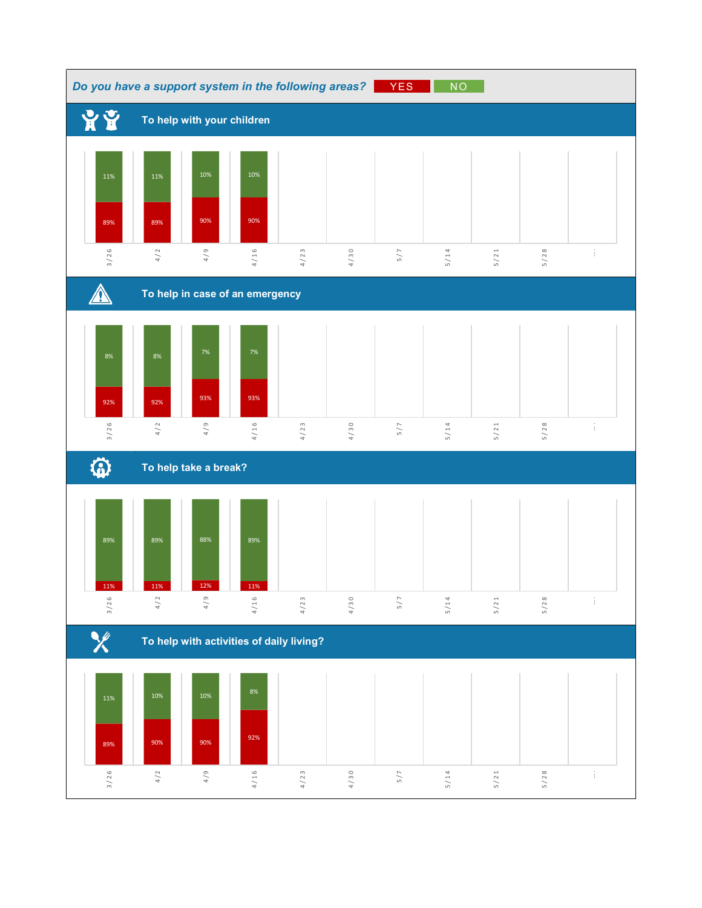## *Do you have a support system in the following areas?* YES NO

### To help with your children

| Date | YES | NO |
|---|---|---|
| 3/26 | 89% | 11% |
| 4/2 | 89% | 11% |
| 4/9 | 90% | 10% |
| 4/16 | 90% | 10% |
| 4/23 | | |
| 4/30 | | |
| 5/7 | | |
| 5/14 | | |
| 5/21 | | |
| 5/28 | | |
| ... | | |

### To help in case of an emergency

| Date | YES | NO |
|---|---|---|
| 3/26 | 92% | 8% |
| 4/2 | 92% | 8% |
| 4/9 | 93% | 7% |
| 4/16 | 93% | 7% |
| 4/23 | | |
| 4/30 | | |
| 5/7 | | |
| 5/14 | | |
| 5/21 | | |
| 5/28 | | |
| ... | | |

### To help take a break?

| Date | YES | NO |
|---|---|---|
| 3/26 | 11% | 89% |
| 4/2 | 11% | 89% |
| 4/9 | 12% | 88% |
| 4/16 | 11% | 89% |
| 4/23 | | |
| 4/30 | | |
| 5/7 | | |
| 5/14 | | |
| 5/21 | | |
| 5/28 | | |
| ... | | |

### To help with activities of daily living?

| Date | YES | NO |
|---|---|---|
| 3/26 | 89% | 11% |
| 4/2 | 90% | 10% |
| 4/9 | 90% | 10% |
| 4/16 | 92% | 8% |
| 4/23 | | |
| 4/30 | | |
| 5/7 | | |
| 5/14 | | |
| 5/21 | | |
| 5/28 | | |
| ... | | |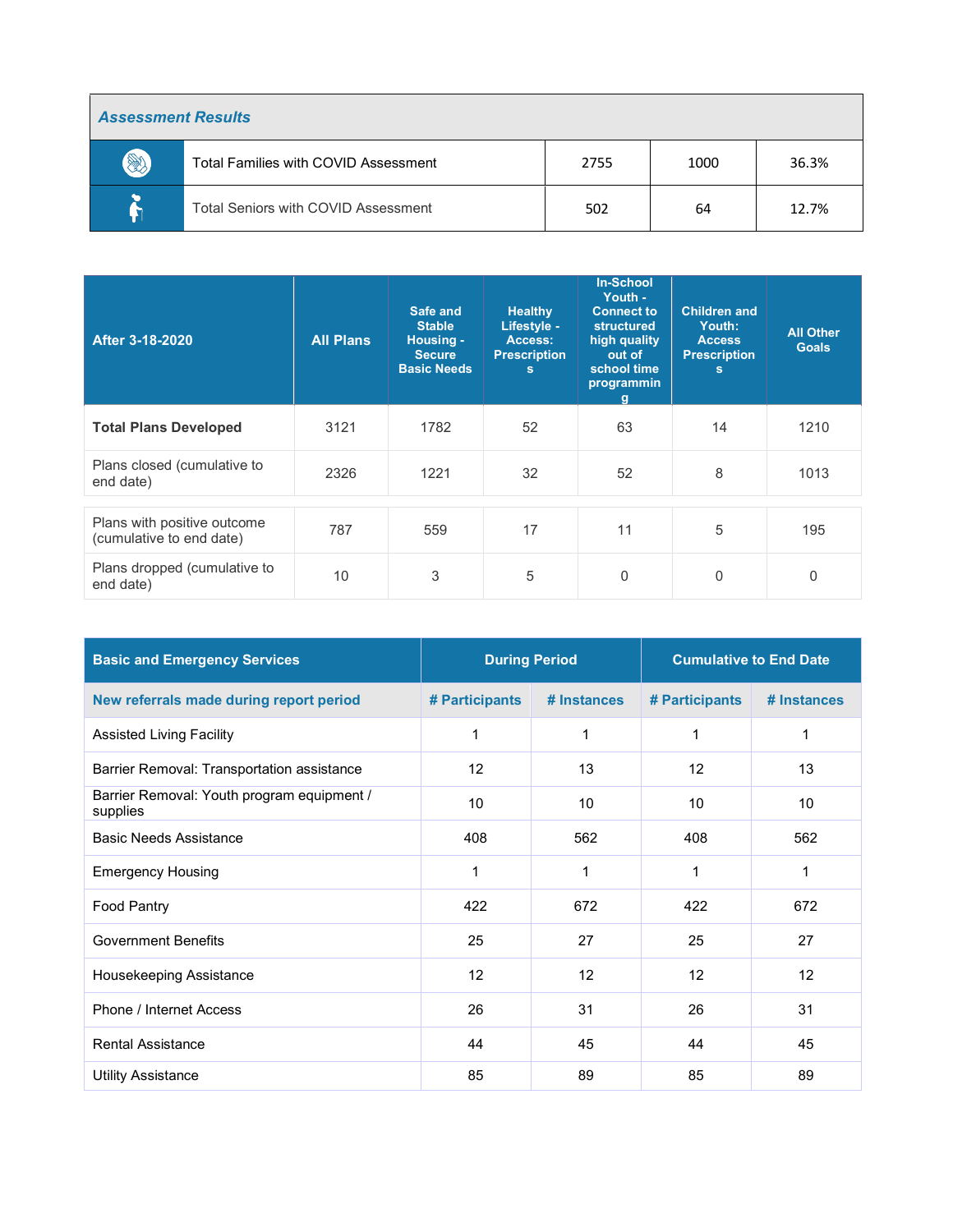| *Assessment Results* | | | | |
|---|---|---|---|---|
| | Total Families with COVID Assessment | 2755 | 1000 | 36.3% |
| | Total Seniors with COVID Assessment | 502 | 64 | 12.7% |

| After 3-18-2020 | All Plans | Safe and Stable Housing - Secure Basic Needs | Healthy Lifestyle - Access: Prescriptions | In-School Youth - Connect to structured high quality out of school time programming | Children and Youth: Access Prescriptions | All Other Goals |
|---|---|---|---|---|---|---|
| **Total Plans Developed** | 3121 | 1782 | 52 | 63 | 14 | 1210 |
| Plans closed (cumulative to end date) | 2326 | 1221 | 32 | 52 | 8 | 1013 |
| Plans with positive outcome (cumulative to end date) | 787 | 559 | 17 | 11 | 5 | 195 |
| Plans dropped (cumulative to end date) | 10 | 3 | 5 | 0 | 0 | 0 |

| Basic and Emergency Services | During Period | | Cumulative to End Date | |
|---|---|---|---|---|
| New referrals made during report period | # Participants | # Instances | # Participants | # Instances |
| Assisted Living Facility | 1 | 1 | 1 | 1 |
| Barrier Removal: Transportation assistance | 12 | 13 | 12 | 13 |
| Barrier Removal: Youth program equipment / supplies | 10 | 10 | 10 | 10 |
| Basic Needs Assistance | 408 | 562 | 408 | 562 |
| Emergency Housing | 1 | 1 | 1 | 1 |
| Food Pantry | 422 | 672 | 422 | 672 |
| Government Benefits | 25 | 27 | 25 | 27 |
| Housekeeping Assistance | 12 | 12 | 12 | 12 |
| Phone / Internet Access | 26 | 31 | 26 | 31 |
| Rental Assistance | 44 | 45 | 44 | 45 |
| Utility Assistance | 85 | 89 | 85 | 89 |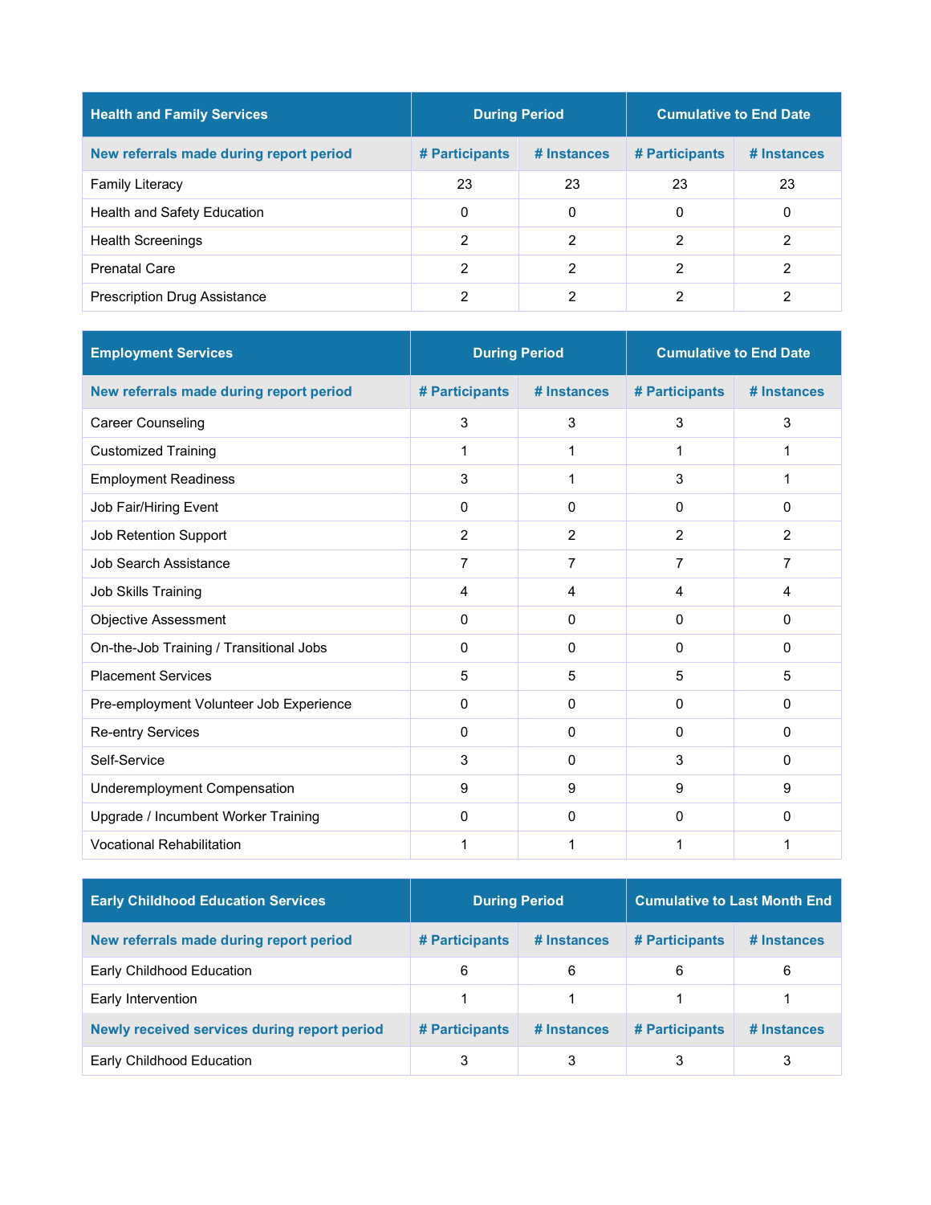| Health and Family Services | During Period | | Cumulative to End Date | |
|---|---|---|---|---|
| New referrals made during report period | # Participants | # Instances | # Participants | # Instances |
| Family Literacy | 23 | 23 | 23 | 23 |
| Health and Safety Education | 0 | 0 | 0 | 0 |
| Health Screenings | 2 | 2 | 2 | 2 |
| Prenatal Care | 2 | 2 | 2 | 2 |
| Prescription Drug Assistance | 2 | 2 | 2 | 2 |

| Employment Services | During Period | | Cumulative to End Date | |
|---|---|---|---|---|
| New referrals made during report period | # Participants | # Instances | # Participants | # Instances |
| Career Counseling | 3 | 3 | 3 | 3 |
| Customized Training | 1 | 1 | 1 | 1 |
| Employment Readiness | 3 | 1 | 3 | 1 |
| Job Fair/Hiring Event | 0 | 0 | 0 | 0 |
| Job Retention Support | 2 | 2 | 2 | 2 |
| Job Search Assistance | 7 | 7 | 7 | 7 |
| Job Skills Training | 4 | 4 | 4 | 4 |
| Objective Assessment | 0 | 0 | 0 | 0 |
| On-the-Job Training / Transitional Jobs | 0 | 0 | 0 | 0 |
| Placement Services | 5 | 5 | 5 | 5 |
| Pre-employment Volunteer Job Experience | 0 | 0 | 0 | 0 |
| Re-entry Services | 0 | 0 | 0 | 0 |
| Self-Service | 3 | 0 | 3 | 0 |
| Underemployment Compensation | 9 | 9 | 9 | 9 |
| Upgrade / Incumbent Worker Training | 0 | 0 | 0 | 0 |
| Vocational Rehabilitation | 1 | 1 | 1 | 1 |

| Early Childhood Education Services | During Period | | Cumulative to Last Month End | |
|---|---|---|---|---|
| New referrals made during report period | # Participants | # Instances | # Participants | # Instances |
| Early Childhood Education | 6 | 6 | 6 | 6 |
| Early Intervention | 1 | 1 | 1 | 1 |
| Newly received services during report period | # Participants | # Instances | # Participants | # Instances |
| Early Childhood Education | 3 | 3 | 3 | 3 |